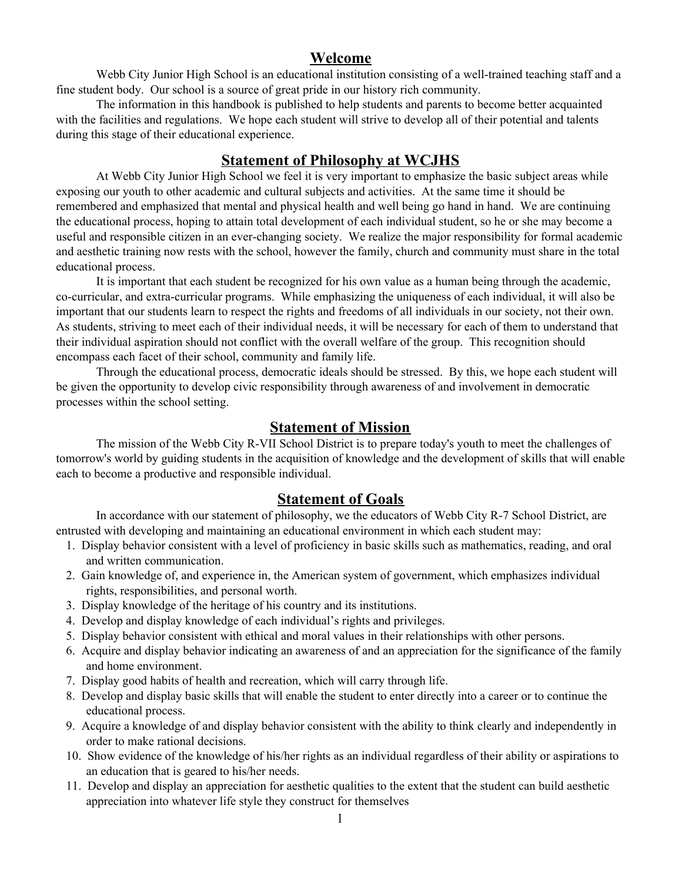## Welcome

Webb City Junior High School is an educational institution consisting of a well-trained teaching staff and a fine student body. Our school is a source of great pride in our history rich community.

The information in this handbook is published to help students and parents to become better acquainted with the facilities and regulations. We hope each student will strive to develop all of their potential and talents during this stage of their educational experience.

## Statement of Philosophy at WCJHS

At Webb City Junior High School we feel it is very important to emphasize the basic subject areas while exposing our youth to other academic and cultural subjects and activities. At the same time it should be remembered and emphasized that mental and physical health and well being go hand in hand. We are continuing the educational process, hoping to attain total development of each individual student, so he or she may become a useful and responsible citizen in an ever-changing society. We realize the major responsibility for formal academic and aesthetic training now rests with the school, however the family, church and community must share in the total educational process.

It is important that each student be recognized for his own value as a human being through the academic, co-curricular, and extra-curricular programs. While emphasizing the uniqueness of each individual, it will also be important that our students learn to respect the rights and freedoms of all individuals in our society, not their own. As students, striving to meet each of their individual needs, it will be necessary for each of them to understand that their individual aspiration should not conflict with the overall welfare of the group. This recognition should encompass each facet of their school, community and family life.

Through the educational process, democratic ideals should be stressed. By this, we hope each student will be given the opportunity to develop civic responsibility through awareness of and involvement in democratic processes within the school setting.

## Statement of Mission

The mission of the Webb City R-VII School District is to prepare today's youth to meet the challenges of tomorrow's world by guiding students in the acquisition of knowledge and the development of skills that will enable each to become a productive and responsible individual.

## Statement of Goals

In accordance with our statement of philosophy, we the educators of Webb City R-7 School District, are entrusted with developing and maintaining an educational environment in which each student may:

1. Display behavior consistent with a level of proficiency in basic skills such as mathematics, reading, and oral and written communication.
2. Gain knowledge of, and experience in, the American system of government, which emphasizes individual rights, responsibilities, and personal worth.
3. Display knowledge of the heritage of his country and its institutions.
4. Develop and display knowledge of each individual's rights and privileges.
5. Display behavior consistent with ethical and moral values in their relationships with other persons.
6. Acquire and display behavior indicating an awareness of and an appreciation for the significance of the family and home environment.
7. Display good habits of health and recreation, which will carry through life.
8. Develop and display basic skills that will enable the student to enter directly into a career or to continue the educational process.
9. Acquire a knowledge of and display behavior consistent with the ability to think clearly and independently in order to make rational decisions.
10. Show evidence of the knowledge of his/her rights as an individual regardless of their ability or aspirations to an education that is geared to his/her needs.
11. Develop and display an appreciation for aesthetic qualities to the extent that the student can build aesthetic appreciation into whatever life style they construct for themselves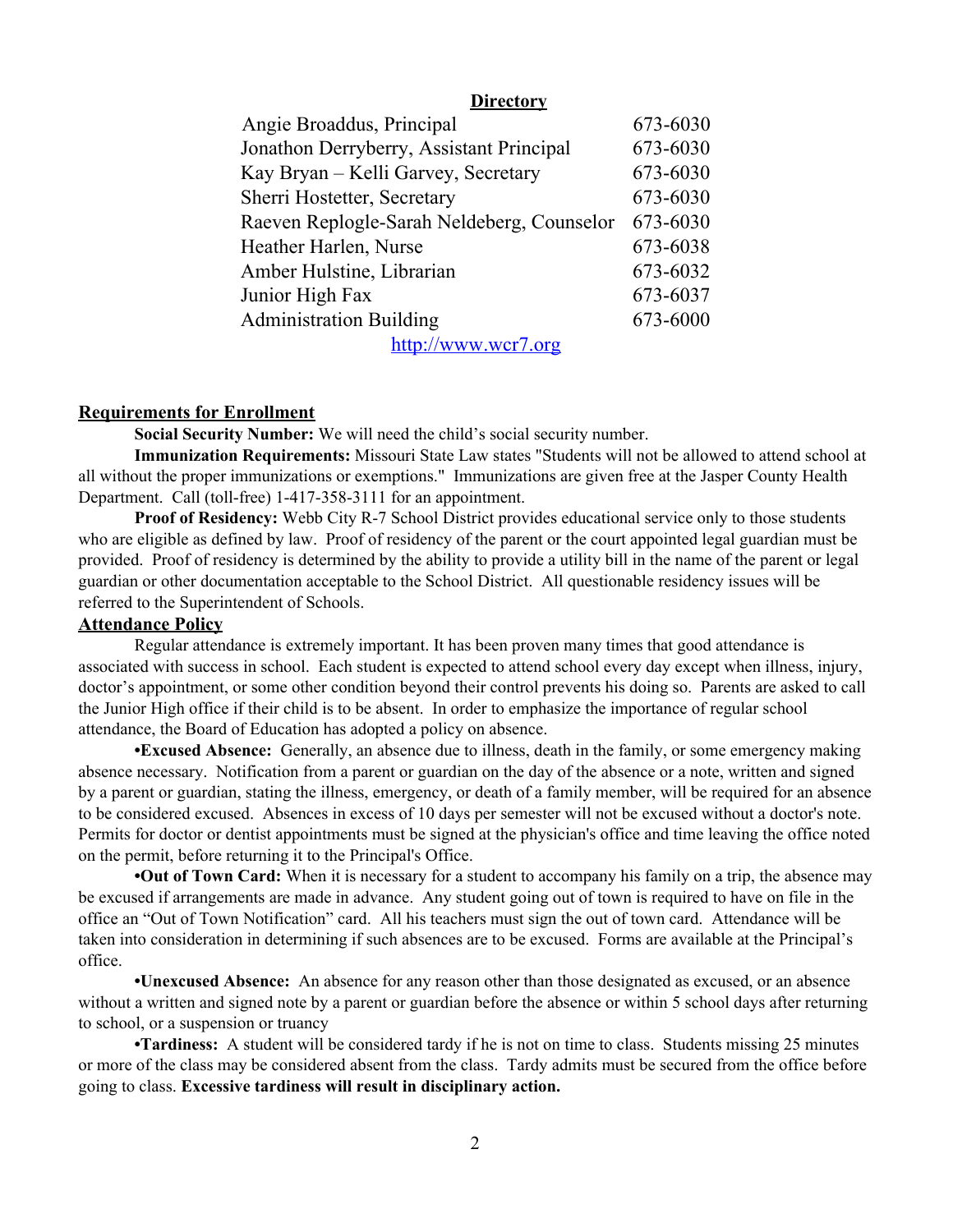**Directory**

| | |
|---|---|
| Angie Broaddus, Principal | 673-6030 |
| Jonathon Derryberry, Assistant Principal | 673-6030 |
| Kay Bryan – Kelli Garvey, Secretary | 673-6030 |
| Sherri Hostetter, Secretary | 673-6030 |
| Raeven Replogle-Sarah Neldeberg, Counselor | 673-6030 |
| Heather Harlen, Nurse | 673-6038 |
| Amber Hulstine, Librarian | 673-6032 |
| Junior High Fax | 673-6037 |
| Administration Building | 673-6000 |

http://www.wcr7.org

## Requirements for Enrollment

**Social Security Number:** We will need the child's social security number.

**Immunization Requirements:** Missouri State Law states "Students will not be allowed to attend school at all without the proper immunizations or exemptions." Immunizations are given free at the Jasper County Health Department. Call (toll-free) 1-417-358-3111 for an appointment.

**Proof of Residency:** Webb City R-7 School District provides educational service only to those students who are eligible as defined by law. Proof of residency of the parent or the court appointed legal guardian must be provided. Proof of residency is determined by the ability to provide a utility bill in the name of the parent or legal guardian or other documentation acceptable to the School District. All questionable residency issues will be referred to the Superintendent of Schools.

## Attendance Policy

Regular attendance is extremely important. It has been proven many times that good attendance is associated with success in school. Each student is expected to attend school every day except when illness, injury, doctor's appointment, or some other condition beyond their control prevents his doing so. Parents are asked to call the Junior High office if their child is to be absent. In order to emphasize the importance of regular school attendance, the Board of Education has adopted a policy on absence.

**•Excused Absence:** Generally, an absence due to illness, death in the family, or some emergency making absence necessary. Notification from a parent or guardian on the day of the absence or a note, written and signed by a parent or guardian, stating the illness, emergency, or death of a family member, will be required for an absence to be considered excused. Absences in excess of 10 days per semester will not be excused without a doctor's note. Permits for doctor or dentist appointments must be signed at the physician's office and time leaving the office noted on the permit, before returning it to the Principal's Office.

**•Out of Town Card:** When it is necessary for a student to accompany his family on a trip, the absence may be excused if arrangements are made in advance. Any student going out of town is required to have on file in the office an "Out of Town Notification" card. All his teachers must sign the out of town card. Attendance will be taken into consideration in determining if such absences are to be excused. Forms are available at the Principal's office.

**•Unexcused Absence:** An absence for any reason other than those designated as excused, or an absence without a written and signed note by a parent or guardian before the absence or within 5 school days after returning to school, or a suspension or truancy

**•Tardiness:** A student will be considered tardy if he is not on time to class. Students missing 25 minutes or more of the class may be considered absent from the class. Tardy admits must be secured from the office before going to class. **Excessive tardiness will result in disciplinary action.**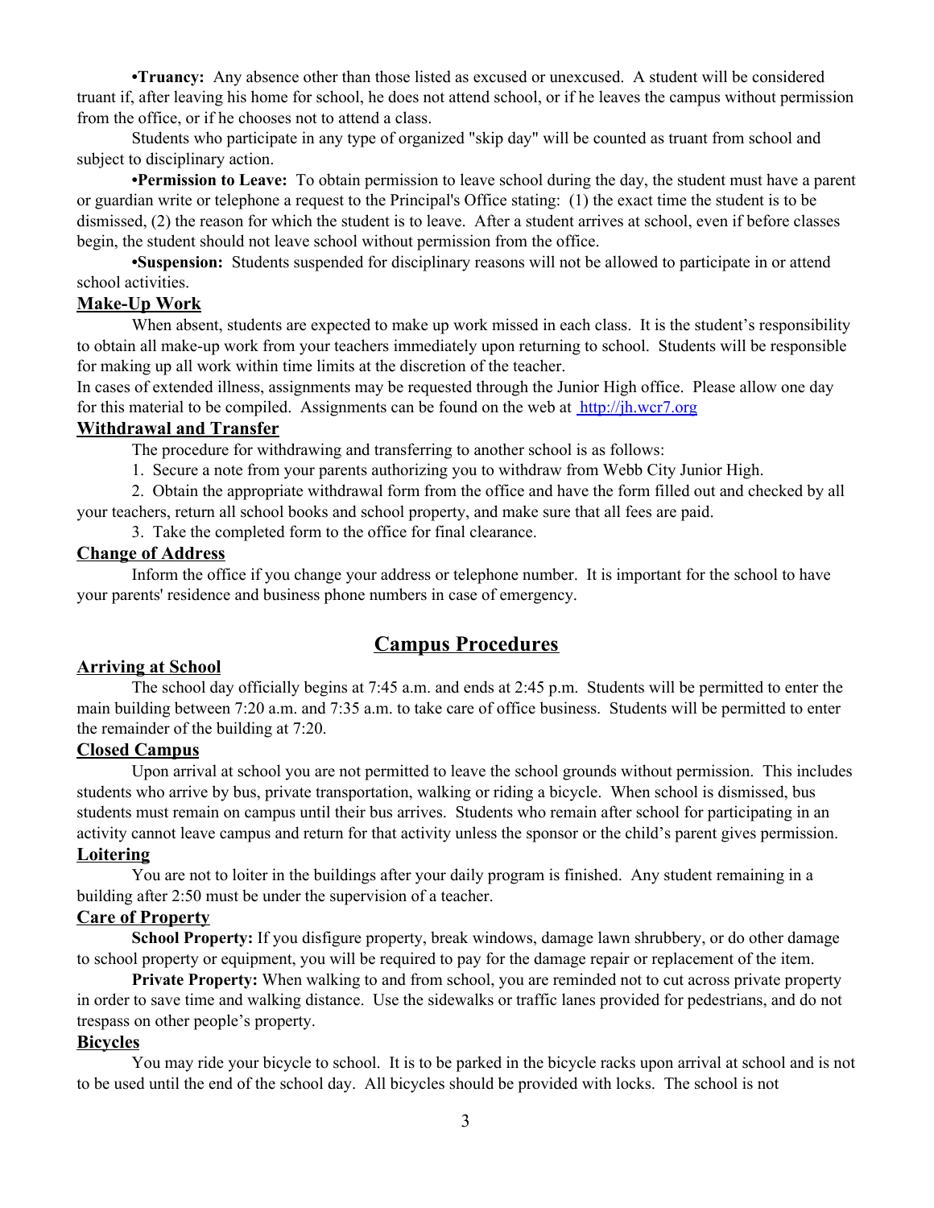**•Truancy:** Any absence other than those listed as excused or unexcused. A student will be considered truant if, after leaving his home for school, he does not attend school, or if he leaves the campus without permission from the office, or if he chooses not to attend a class.

Students who participate in any type of organized "skip day" will be counted as truant from school and subject to disciplinary action.

**•Permission to Leave:** To obtain permission to leave school during the day, the student must have a parent or guardian write or telephone a request to the Principal's Office stating: (1) the exact time the student is to be dismissed, (2) the reason for which the student is to leave. After a student arrives at school, even if before classes begin, the student should not leave school without permission from the office.

**•Suspension:** Students suspended for disciplinary reasons will not be allowed to participate in or attend school activities.

### Make-Up Work

When absent, students are expected to make up work missed in each class. It is the student's responsibility to obtain all make-up work from your teachers immediately upon returning to school. Students will be responsible for making up all work within time limits at the discretion of the teacher.

In cases of extended illness, assignments may be requested through the Junior High office. Please allow one day for this material to be compiled. Assignments can be found on the web at http://jh.wcr7.org

### Withdrawal and Transfer

The procedure for withdrawing and transferring to another school is as follows:

1. Secure a note from your parents authorizing you to withdraw from Webb City Junior High.
2. Obtain the appropriate withdrawal form from the office and have the form filled out and checked by all your teachers, return all school books and school property, and make sure that all fees are paid.
3. Take the completed form to the office for final clearance.

### Change of Address

Inform the office if you change your address or telephone number. It is important for the school to have your parents' residence and business phone numbers in case of emergency.

## Campus Procedures

### Arriving at School

The school day officially begins at 7:45 a.m. and ends at 2:45 p.m. Students will be permitted to enter the main building between 7:20 a.m. and 7:35 a.m. to take care of office business. Students will be permitted to enter the remainder of the building at 7:20.

### Closed Campus

Upon arrival at school you are not permitted to leave the school grounds without permission. This includes students who arrive by bus, private transportation, walking or riding a bicycle. When school is dismissed, bus students must remain on campus until their bus arrives. Students who remain after school for participating in an activity cannot leave campus and return for that activity unless the sponsor or the child's parent gives permission.

### Loitering

You are not to loiter in the buildings after your daily program is finished. Any student remaining in a building after 2:50 must be under the supervision of a teacher.

### Care of Property

**School Property:** If you disfigure property, break windows, damage lawn shrubbery, or do other damage to school property or equipment, you will be required to pay for the damage repair or replacement of the item.

**Private Property:** When walking to and from school, you are reminded not to cut across private property in order to save time and walking distance. Use the sidewalks or traffic lanes provided for pedestrians, and do not trespass on other people's property.

### Bicycles

You may ride your bicycle to school. It is to be parked in the bicycle racks upon arrival at school and is not to be used until the end of the school day. All bicycles should be provided with locks. The school is not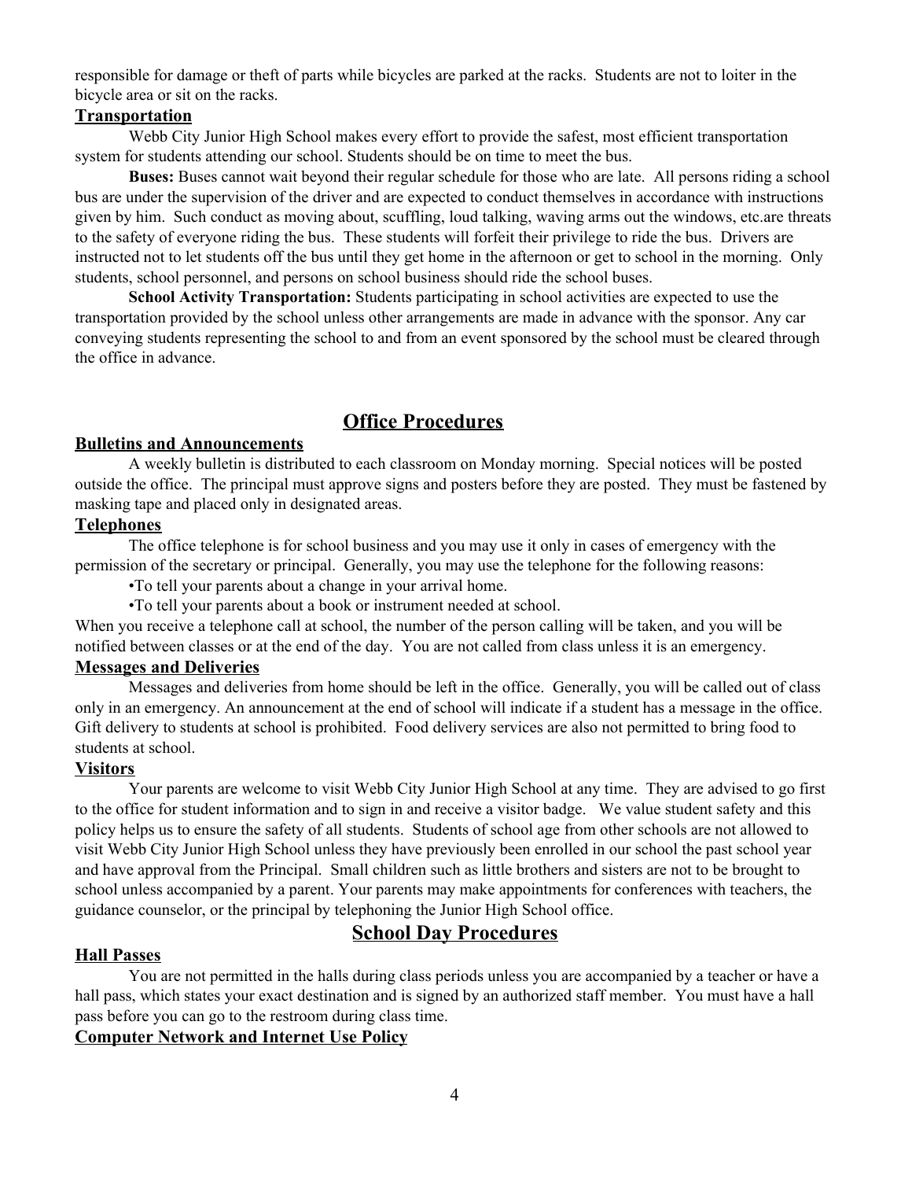responsible for damage or theft of parts while bicycles are parked at the racks. Students are not to loiter in the bicycle area or sit on the racks.

### Transportation

Webb City Junior High School makes every effort to provide the safest, most efficient transportation system for students attending our school. Students should be on time to meet the bus.

**Buses:** Buses cannot wait beyond their regular schedule for those who are late. All persons riding a school bus are under the supervision of the driver and are expected to conduct themselves in accordance with instructions given by him. Such conduct as moving about, scuffling, loud talking, waving arms out the windows, etc.are threats to the safety of everyone riding the bus. These students will forfeit their privilege to ride the bus. Drivers are instructed not to let students off the bus until they get home in the afternoon or get to school in the morning. Only students, school personnel, and persons on school business should ride the school buses.

**School Activity Transportation:** Students participating in school activities are expected to use the transportation provided by the school unless other arrangements are made in advance with the sponsor. Any car conveying students representing the school to and from an event sponsored by the school must be cleared through the office in advance.

## Office Procedures

### Bulletins and Announcements

A weekly bulletin is distributed to each classroom on Monday morning. Special notices will be posted outside the office. The principal must approve signs and posters before they are posted. They must be fastened by masking tape and placed only in designated areas.

### Telephones

The office telephone is for school business and you may use it only in cases of emergency with the permission of the secretary or principal. Generally, you may use the telephone for the following reasons:

- To tell your parents about a change in your arrival home.
- To tell your parents about a book or instrument needed at school.

When you receive a telephone call at school, the number of the person calling will be taken, and you will be notified between classes or at the end of the day. You are not called from class unless it is an emergency.

### Messages and Deliveries

Messages and deliveries from home should be left in the office. Generally, you will be called out of class only in an emergency. An announcement at the end of school will indicate if a student has a message in the office. Gift delivery to students at school is prohibited. Food delivery services are also not permitted to bring food to students at school.

### Visitors

Your parents are welcome to visit Webb City Junior High School at any time. They are advised to go first to the office for student information and to sign in and receive a visitor badge. We value student safety and this policy helps us to ensure the safety of all students. Students of school age from other schools are not allowed to visit Webb City Junior High School unless they have previously been enrolled in our school the past school year and have approval from the Principal. Small children such as little brothers and sisters are not to be brought to school unless accompanied by a parent. Your parents may make appointments for conferences with teachers, the guidance counselor, or the principal by telephoning the Junior High School office.

## School Day Procedures

### Hall Passes

You are not permitted in the halls during class periods unless you are accompanied by a teacher or have a hall pass, which states your exact destination and is signed by an authorized staff member. You must have a hall pass before you can go to the restroom during class time.

### Computer Network and Internet Use Policy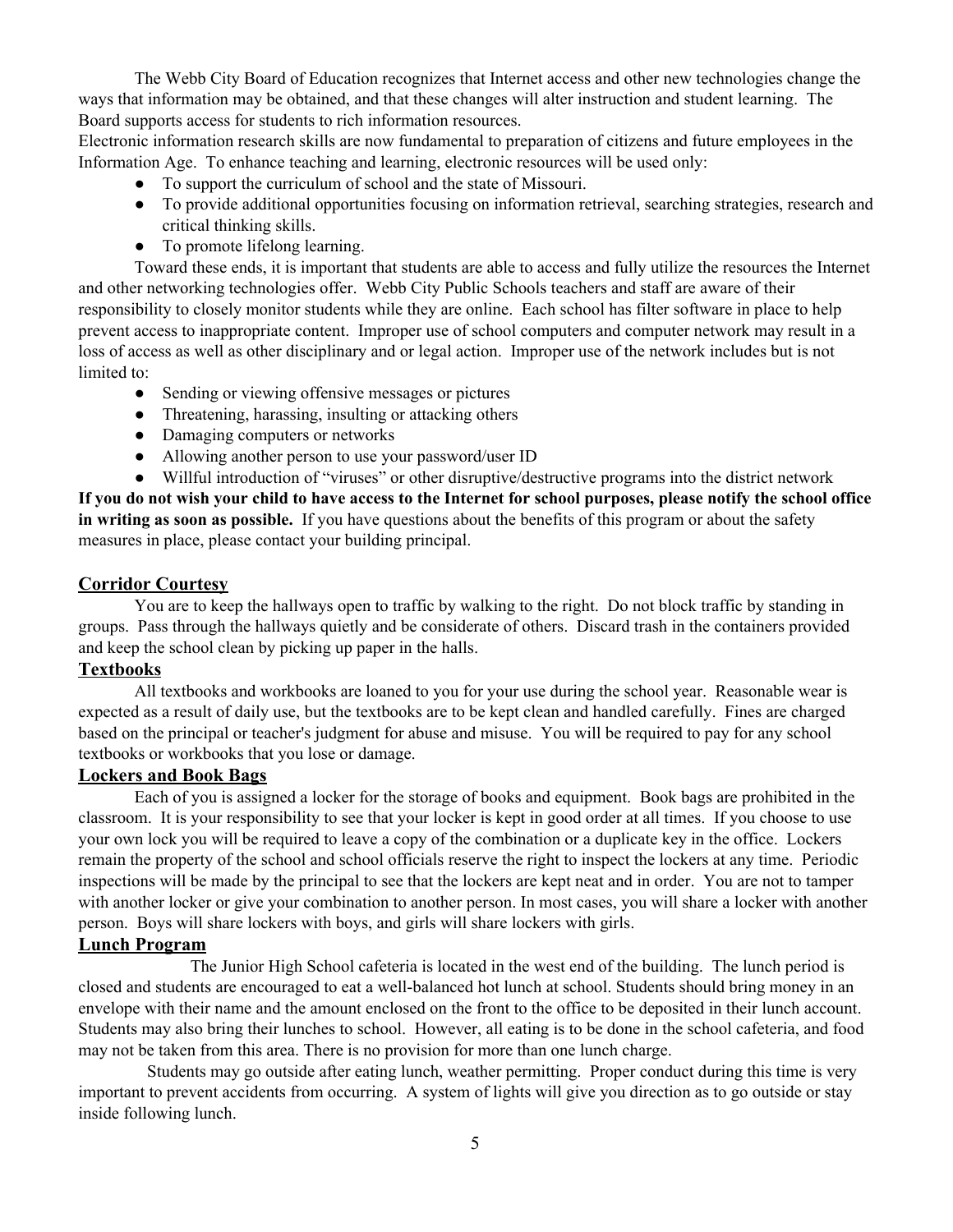The Webb City Board of Education recognizes that Internet access and other new technologies change the ways that information may be obtained, and that these changes will alter instruction and student learning. The Board supports access for students to rich information resources.
Electronic information research skills are now fundamental to preparation of citizens and future employees in the Information Age. To enhance teaching and learning, electronic resources will be used only:

- To support the curriculum of school and the state of Missouri.
- To provide additional opportunities focusing on information retrieval, searching strategies, research and critical thinking skills.
- To promote lifelong learning.

Toward these ends, it is important that students are able to access and fully utilize the resources the Internet and other networking technologies offer. Webb City Public Schools teachers and staff are aware of their responsibility to closely monitor students while they are online. Each school has filter software in place to help prevent access to inappropriate content. Improper use of school computers and computer network may result in a loss of access as well as other disciplinary and or legal action. Improper use of the network includes but is not limited to:

- Sending or viewing offensive messages or pictures
- Threatening, harassing, insulting or attacking others
- Damaging computers or networks
- Allowing another person to use your password/user ID
- Willful introduction of "viruses" or other disruptive/destructive programs into the district network

**If you do not wish your child to have access to the Internet for school purposes, please notify the school office in writing as soon as possible.** If you have questions about the benefits of this program or about the safety measures in place, please contact your building principal.

## Corridor Courtesy

You are to keep the hallways open to traffic by walking to the right. Do not block traffic by standing in groups. Pass through the hallways quietly and be considerate of others. Discard trash in the containers provided and keep the school clean by picking up paper in the halls.

## Textbooks

All textbooks and workbooks are loaned to you for your use during the school year. Reasonable wear is expected as a result of daily use, but the textbooks are to be kept clean and handled carefully. Fines are charged based on the principal or teacher's judgment for abuse and misuse. You will be required to pay for any school textbooks or workbooks that you lose or damage.

## Lockers and Book Bags

Each of you is assigned a locker for the storage of books and equipment. Book bags are prohibited in the classroom. It is your responsibility to see that your locker is kept in good order at all times. If you choose to use your own lock you will be required to leave a copy of the combination or a duplicate key in the office. Lockers remain the property of the school and school officials reserve the right to inspect the lockers at any time. Periodic inspections will be made by the principal to see that the lockers are kept neat and in order. You are not to tamper with another locker or give your combination to another person. In most cases, you will share a locker with another person. Boys will share lockers with boys, and girls will share lockers with girls.

## Lunch Program

The Junior High School cafeteria is located in the west end of the building. The lunch period is closed and students are encouraged to eat a well-balanced hot lunch at school. Students should bring money in an envelope with their name and the amount enclosed on the front to the office to be deposited in their lunch account. Students may also bring their lunches to school. However, all eating is to be done in the school cafeteria, and food may not be taken from this area. There is no provision for more than one lunch charge.

Students may go outside after eating lunch, weather permitting. Proper conduct during this time is very important to prevent accidents from occurring. A system of lights will give you direction as to go outside or stay inside following lunch.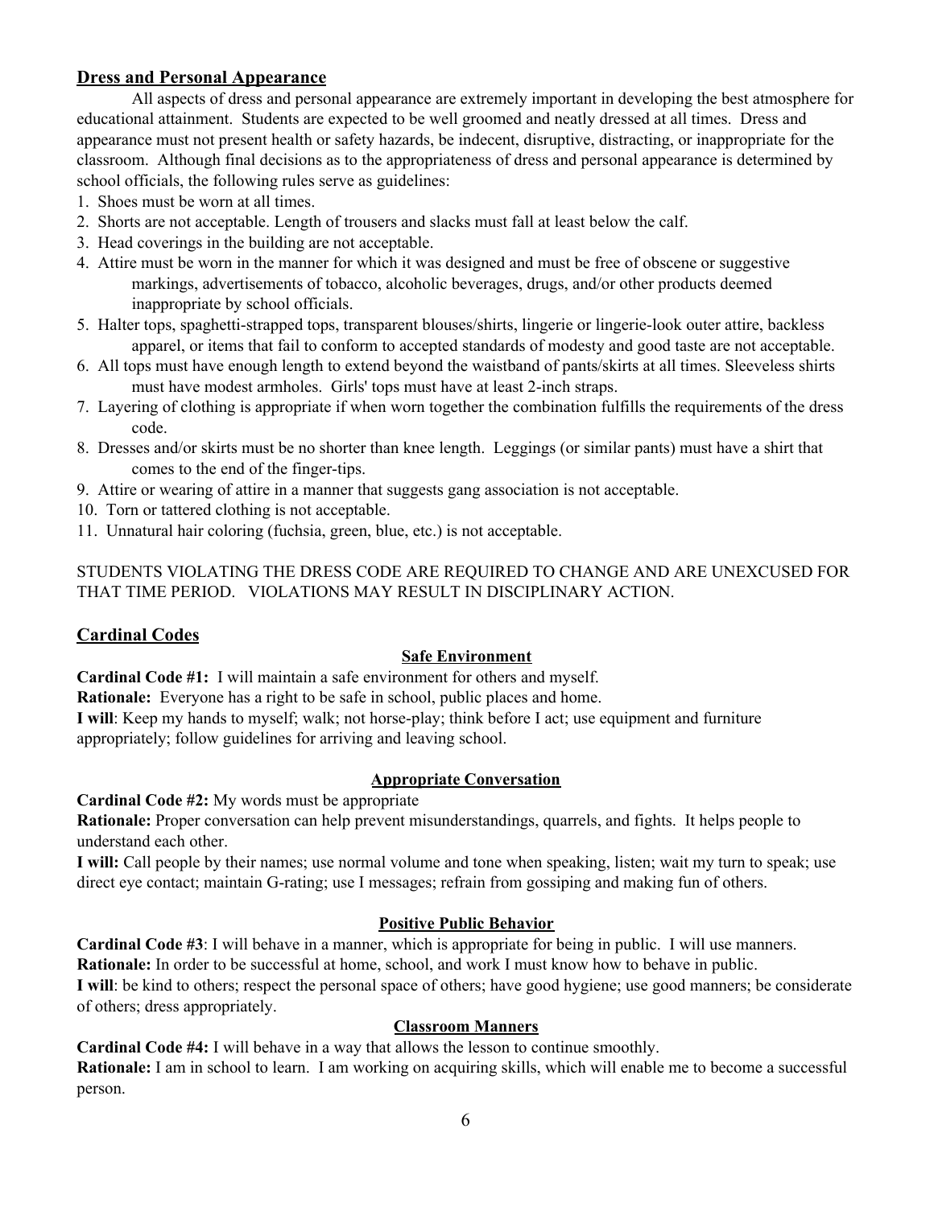## Dress and Personal Appearance

All aspects of dress and personal appearance are extremely important in developing the best atmosphere for educational attainment. Students are expected to be well groomed and neatly dressed at all times. Dress and appearance must not present health or safety hazards, be indecent, disruptive, distracting, or inappropriate for the classroom. Although final decisions as to the appropriateness of dress and personal appearance is determined by school officials, the following rules serve as guidelines:

1. Shoes must be worn at all times.
2. Shorts are not acceptable. Length of trousers and slacks must fall at least below the calf.
3. Head coverings in the building are not acceptable.
4. Attire must be worn in the manner for which it was designed and must be free of obscene or suggestive markings, advertisements of tobacco, alcoholic beverages, drugs, and/or other products deemed inappropriate by school officials.
5. Halter tops, spaghetti-strapped tops, transparent blouses/shirts, lingerie or lingerie-look outer attire, backless apparel, or items that fail to conform to accepted standards of modesty and good taste are not acceptable.
6. All tops must have enough length to extend beyond the waistband of pants/skirts at all times. Sleeveless shirts must have modest armholes. Girls' tops must have at least 2-inch straps.
7. Layering of clothing is appropriate if when worn together the combination fulfills the requirements of the dress code.
8. Dresses and/or skirts must be no shorter than knee length. Leggings (or similar pants) must have a shirt that comes to the end of the finger-tips.
9. Attire or wearing of attire in a manner that suggests gang association is not acceptable.
10. Torn or tattered clothing is not acceptable.
11. Unnatural hair coloring (fuchsia, green, blue, etc.) is not acceptable.

STUDENTS VIOLATING THE DRESS CODE ARE REQUIRED TO CHANGE AND ARE UNEXCUSED FOR THAT TIME PERIOD. VIOLATIONS MAY RESULT IN DISCIPLINARY ACTION.

## Cardinal Codes

### Safe Environment

**Cardinal Code #1:** I will maintain a safe environment for others and myself.
**Rationale:** Everyone has a right to be safe in school, public places and home.
**I will**: Keep my hands to myself; walk; not horse-play; think before I act; use equipment and furniture appropriately; follow guidelines for arriving and leaving school.

### Appropriate Conversation

**Cardinal Code #2:** My words must be appropriate
**Rationale:** Proper conversation can help prevent misunderstandings, quarrels, and fights. It helps people to understand each other.
**I will:** Call people by their names; use normal volume and tone when speaking, listen; wait my turn to speak; use direct eye contact; maintain G-rating; use I messages; refrain from gossiping and making fun of others.

### Positive Public Behavior

**Cardinal Code #3**: I will behave in a manner, which is appropriate for being in public. I will use manners.
**Rationale:** In order to be successful at home, school, and work I must know how to behave in public.
**I will**: be kind to others; respect the personal space of others; have good hygiene; use good manners; be considerate of others; dress appropriately.

### Classroom Manners

**Cardinal Code #4:** I will behave in a way that allows the lesson to continue smoothly.
**Rationale:** I am in school to learn. I am working on acquiring skills, which will enable me to become a successful person.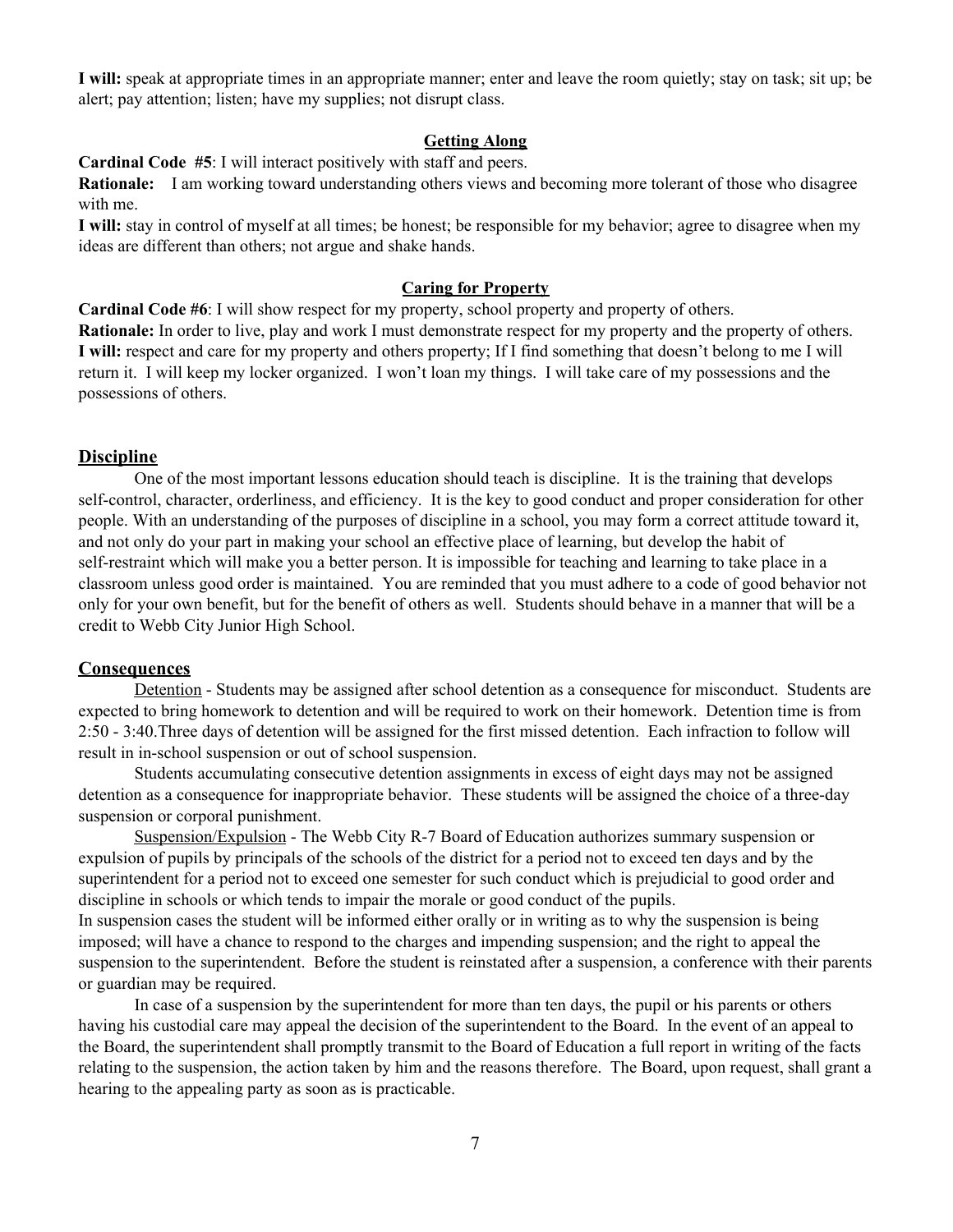**I will:** speak at appropriate times in an appropriate manner; enter and leave the room quietly; stay on task; sit up; be alert; pay attention; listen; have my supplies; not disrupt class.

### Getting Along

**Cardinal Code #5**: I will interact positively with staff and peers.

**Rationale:** I am working toward understanding others views and becoming more tolerant of those who disagree with me.

**I will:** stay in control of myself at all times; be honest; be responsible for my behavior; agree to disagree when my ideas are different than others; not argue and shake hands.

### Caring for Property

**Cardinal Code #6**: I will show respect for my property, school property and property of others.

**Rationale:** In order to live, play and work I must demonstrate respect for my property and the property of others.

**I will:** respect and care for my property and others property; If I find something that doesn't belong to me I will return it. I will keep my locker organized. I won't loan my things. I will take care of my possessions and the possessions of others.

## Discipline

One of the most important lessons education should teach is discipline. It is the training that develops self-control, character, orderliness, and efficiency. It is the key to good conduct and proper consideration for other people. With an understanding of the purposes of discipline in a school, you may form a correct attitude toward it, and not only do your part in making your school an effective place of learning, but develop the habit of self-restraint which will make you a better person. It is impossible for teaching and learning to take place in a classroom unless good order is maintained. You are reminded that you must adhere to a code of good behavior not only for your own benefit, but for the benefit of others as well. Students should behave in a manner that will be a credit to Webb City Junior High School.

## Consequences

Detention - Students may be assigned after school detention as a consequence for misconduct. Students are expected to bring homework to detention and will be required to work on their homework. Detention time is from 2:50 - 3:40.Three days of detention will be assigned for the first missed detention. Each infraction to follow will result in in-school suspension or out of school suspension.

Students accumulating consecutive detention assignments in excess of eight days may not be assigned detention as a consequence for inappropriate behavior. These students will be assigned the choice of a three-day suspension or corporal punishment.

Suspension/Expulsion - The Webb City R-7 Board of Education authorizes summary suspension or expulsion of pupils by principals of the schools of the district for a period not to exceed ten days and by the superintendent for a period not to exceed one semester for such conduct which is prejudicial to good order and discipline in schools or which tends to impair the morale or good conduct of the pupils.

In suspension cases the student will be informed either orally or in writing as to why the suspension is being imposed; will have a chance to respond to the charges and impending suspension; and the right to appeal the suspension to the superintendent. Before the student is reinstated after a suspension, a conference with their parents or guardian may be required.

In case of a suspension by the superintendent for more than ten days, the pupil or his parents or others having his custodial care may appeal the decision of the superintendent to the Board. In the event of an appeal to the Board, the superintendent shall promptly transmit to the Board of Education a full report in writing of the facts relating to the suspension, the action taken by him and the reasons therefore. The Board, upon request, shall grant a hearing to the appealing party as soon as is practicable.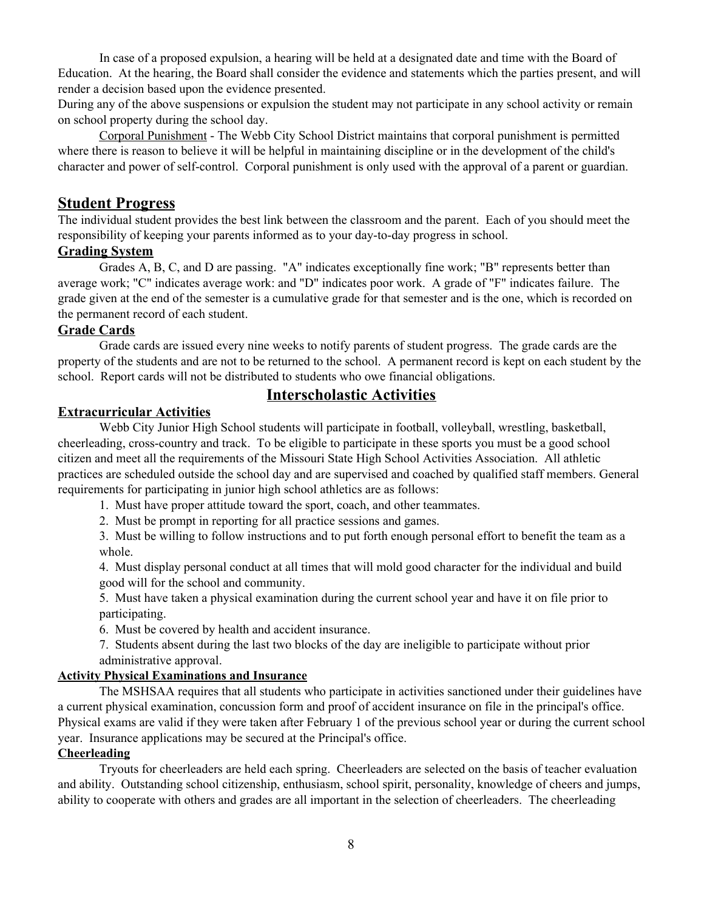In case of a proposed expulsion, a hearing will be held at a designated date and time with the Board of Education. At the hearing, the Board shall consider the evidence and statements which the parties present, and will render a decision based upon the evidence presented.

During any of the above suspensions or expulsion the student may not participate in any school activity or remain on school property during the school day.

Corporal Punishment - The Webb City School District maintains that corporal punishment is permitted where there is reason to believe it will be helpful in maintaining discipline or in the development of the child's character and power of self-control. Corporal punishment is only used with the approval of a parent or guardian.

## Student Progress

The individual student provides the best link between the classroom and the parent. Each of you should meet the responsibility of keeping your parents informed as to your day-to-day progress in school.

### Grading System

Grades A, B, C, and D are passing. "A" indicates exceptionally fine work; "B" represents better than average work; "C" indicates average work: and "D" indicates poor work. A grade of "F" indicates failure. The grade given at the end of the semester is a cumulative grade for that semester and is the one, which is recorded on the permanent record of each student.

### Grade Cards

Grade cards are issued every nine weeks to notify parents of student progress. The grade cards are the property of the students and are not to be returned to the school. A permanent record is kept on each student by the school. Report cards will not be distributed to students who owe financial obligations.

## Interscholastic Activities

### Extracurricular Activities

Webb City Junior High School students will participate in football, volleyball, wrestling, basketball, cheerleading, cross-country and track. To be eligible to participate in these sports you must be a good school citizen and meet all the requirements of the Missouri State High School Activities Association. All athletic practices are scheduled outside the school day and are supervised and coached by qualified staff members. General requirements for participating in junior high school athletics are as follows:

1. Must have proper attitude toward the sport, coach, and other teammates.
2. Must be prompt in reporting for all practice sessions and games.
3. Must be willing to follow instructions and to put forth enough personal effort to benefit the team as a whole.
4. Must display personal conduct at all times that will mold good character for the individual and build good will for the school and community.
5. Must have taken a physical examination during the current school year and have it on file prior to participating.
6. Must be covered by health and accident insurance.
7. Students absent during the last two blocks of the day are ineligible to participate without prior administrative approval.

### Activity Physical Examinations and Insurance

The MSHSAA requires that all students who participate in activities sanctioned under their guidelines have a current physical examination, concussion form and proof of accident insurance on file in the principal's office. Physical exams are valid if they were taken after February 1 of the previous school year or during the current school year. Insurance applications may be secured at the Principal's office.

### Cheerleading

Tryouts for cheerleaders are held each spring. Cheerleaders are selected on the basis of teacher evaluation and ability. Outstanding school citizenship, enthusiasm, school spirit, personality, knowledge of cheers and jumps, ability to cooperate with others and grades are all important in the selection of cheerleaders. The cheerleading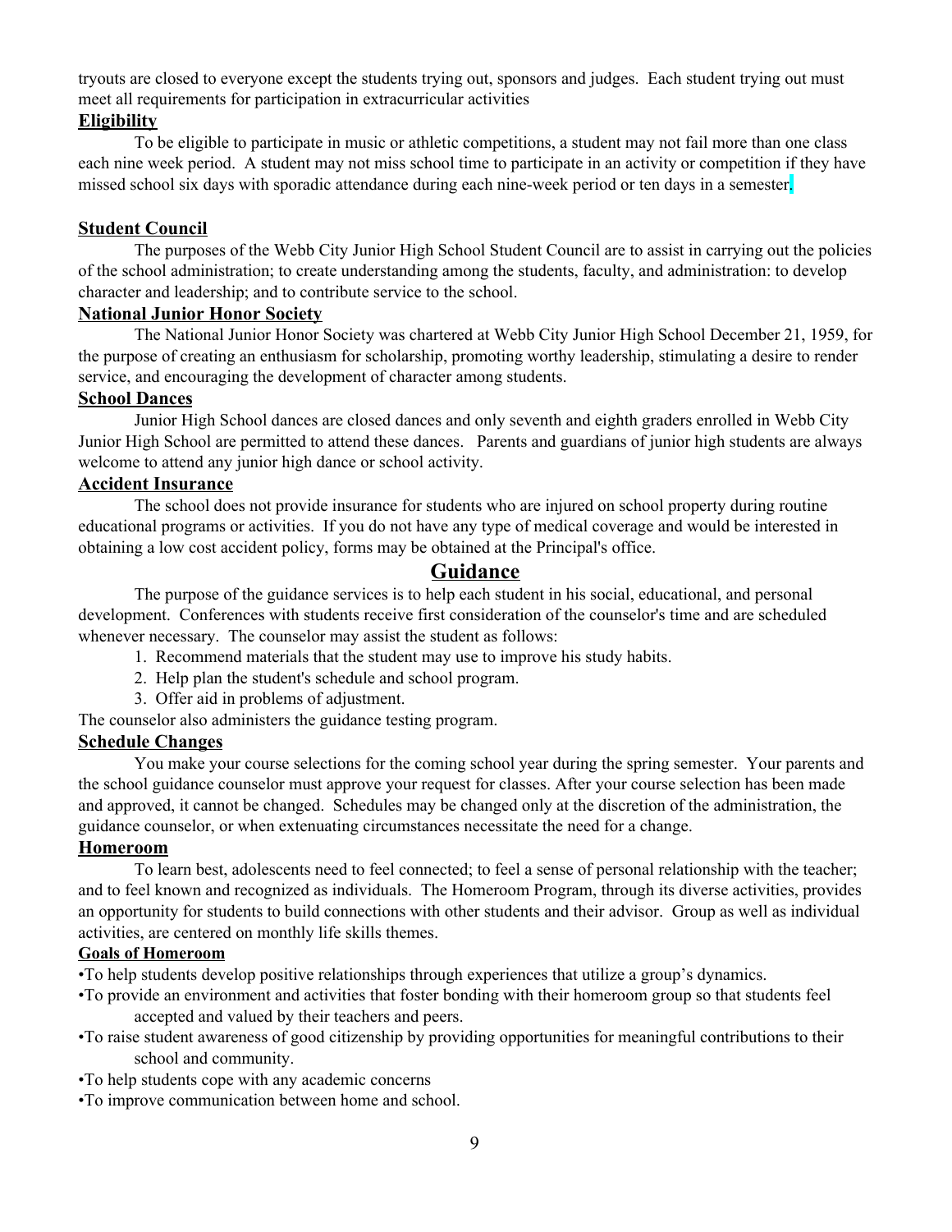tryouts are closed to everyone except the students trying out, sponsors and judges. Each student trying out must meet all requirements for participation in extracurricular activities

## Eligibility

To be eligible to participate in music or athletic competitions, a student may not fail more than one class each nine week period. A student may not miss school time to participate in an activity or competition if they have missed school six days with sporadic attendance during each nine-week period or ten days in a semester.

## Student Council

The purposes of the Webb City Junior High School Student Council are to assist in carrying out the policies of the school administration; to create understanding among the students, faculty, and administration: to develop character and leadership; and to contribute service to the school.

## National Junior Honor Society

The National Junior Honor Society was chartered at Webb City Junior High School December 21, 1959, for the purpose of creating an enthusiasm for scholarship, promoting worthy leadership, stimulating a desire to render service, and encouraging the development of character among students.

## School Dances

Junior High School dances are closed dances and only seventh and eighth graders enrolled in Webb City Junior High School are permitted to attend these dances. Parents and guardians of junior high students are always welcome to attend any junior high dance or school activity.

## Accident Insurance

The school does not provide insurance for students who are injured on school property during routine educational programs or activities. If you do not have any type of medical coverage and would be interested in obtaining a low cost accident policy, forms may be obtained at the Principal's office.

# Guidance

The purpose of the guidance services is to help each student in his social, educational, and personal development. Conferences with students receive first consideration of the counselor's time and are scheduled whenever necessary. The counselor may assist the student as follows:

1. Recommend materials that the student may use to improve his study habits.
2. Help plan the student's schedule and school program.
3. Offer aid in problems of adjustment.

The counselor also administers the guidance testing program.

## Schedule Changes

You make your course selections for the coming school year during the spring semester. Your parents and the school guidance counselor must approve your request for classes. After your course selection has been made and approved, it cannot be changed. Schedules may be changed only at the discretion of the administration, the guidance counselor, or when extenuating circumstances necessitate the need for a change.

## Homeroom

To learn best, adolescents need to feel connected; to feel a sense of personal relationship with the teacher; and to feel known and recognized as individuals. The Homeroom Program, through its diverse activities, provides an opportunity for students to build connections with other students and their advisor. Group as well as individual activities, are centered on monthly life skills themes.

### Goals of Homeroom

- To help students develop positive relationships through experiences that utilize a group's dynamics.
- To provide an environment and activities that foster bonding with their homeroom group so that students feel accepted and valued by their teachers and peers.
- To raise student awareness of good citizenship by providing opportunities for meaningful contributions to their school and community.
- To help students cope with any academic concerns
- To improve communication between home and school.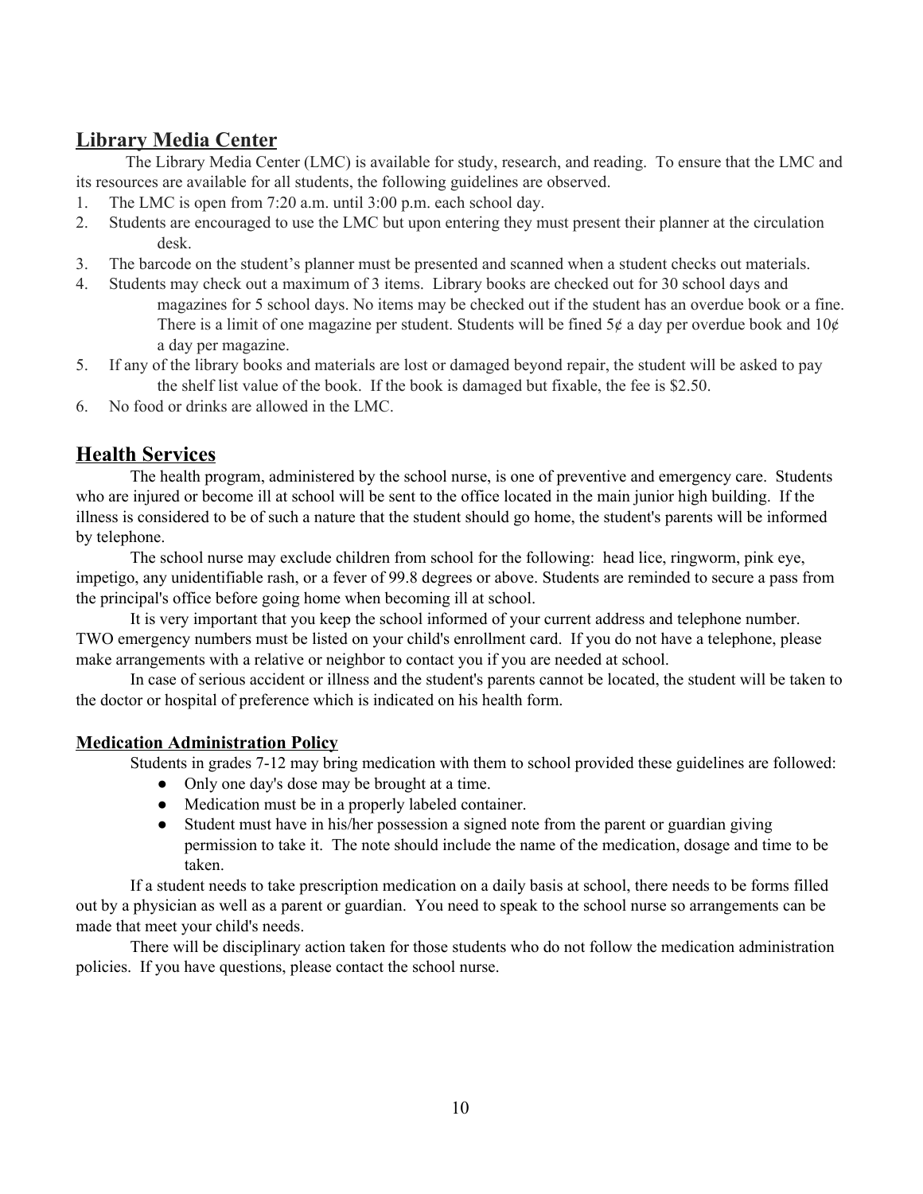## Library Media Center

The Library Media Center (LMC) is available for study, research, and reading. To ensure that the LMC and its resources are available for all students, the following guidelines are observed.

1. The LMC is open from 7:20 a.m. until 3:00 p.m. each school day.
2. Students are encouraged to use the LMC but upon entering they must present their planner at the circulation desk.
3. The barcode on the student's planner must be presented and scanned when a student checks out materials.
4. Students may check out a maximum of 3 items. Library books are checked out for 30 school days and magazines for 5 school days. No items may be checked out if the student has an overdue book or a fine. There is a limit of one magazine per student. Students will be fined 5¢ a day per overdue book and 10¢ a day per magazine.
5. If any of the library books and materials are lost or damaged beyond repair, the student will be asked to pay the shelf list value of the book. If the book is damaged but fixable, the fee is $2.50.
6. No food or drinks are allowed in the LMC.

## Health Services

The health program, administered by the school nurse, is one of preventive and emergency care. Students who are injured or become ill at school will be sent to the office located in the main junior high building. If the illness is considered to be of such a nature that the student should go home, the student's parents will be informed by telephone.

The school nurse may exclude children from school for the following: head lice, ringworm, pink eye, impetigo, any unidentifiable rash, or a fever of 99.8 degrees or above. Students are reminded to secure a pass from the principal's office before going home when becoming ill at school.

It is very important that you keep the school informed of your current address and telephone number. TWO emergency numbers must be listed on your child's enrollment card. If you do not have a telephone, please make arrangements with a relative or neighbor to contact you if you are needed at school.

In case of serious accident or illness and the student's parents cannot be located, the student will be taken to the doctor or hospital of preference which is indicated on his health form.

### Medication Administration Policy

Students in grades 7-12 may bring medication with them to school provided these guidelines are followed:

- Only one day's dose may be brought at a time.
- Medication must be in a properly labeled container.
- Student must have in his/her possession a signed note from the parent or guardian giving permission to take it. The note should include the name of the medication, dosage and time to be taken.

If a student needs to take prescription medication on a daily basis at school, there needs to be forms filled out by a physician as well as a parent or guardian. You need to speak to the school nurse so arrangements can be made that meet your child's needs.

There will be disciplinary action taken for those students who do not follow the medication administration policies. If you have questions, please contact the school nurse.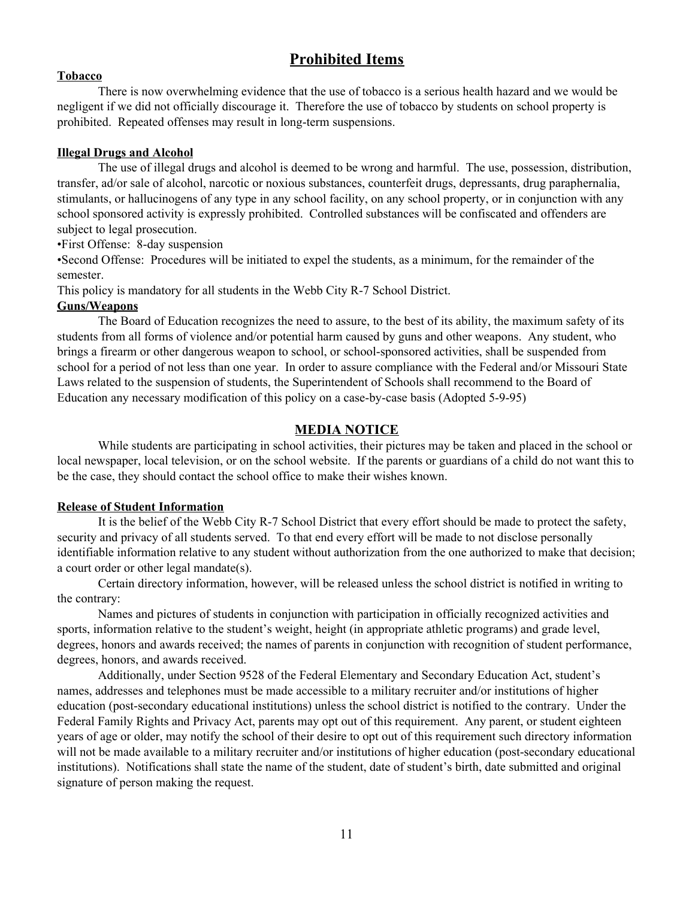# Prohibited Items

### Tobacco

There is now overwhelming evidence that the use of tobacco is a serious health hazard and we would be negligent if we did not officially discourage it. Therefore the use of tobacco by students on school property is prohibited. Repeated offenses may result in long-term suspensions.

### Illegal Drugs and Alcohol

The use of illegal drugs and alcohol is deemed to be wrong and harmful. The use, possession, distribution, transfer, ad/or sale of alcohol, narcotic or noxious substances, counterfeit drugs, depressants, drug paraphernalia, stimulants, or hallucinogens of any type in any school facility, on any school property, or in conjunction with any school sponsored activity is expressly prohibited. Controlled substances will be confiscated and offenders are subject to legal prosecution.

•First Offense: 8-day suspension

•Second Offense: Procedures will be initiated to expel the students, as a minimum, for the remainder of the semester.

This policy is mandatory for all students in the Webb City R-7 School District.

### Guns/Weapons

The Board of Education recognizes the need to assure, to the best of its ability, the maximum safety of its students from all forms of violence and/or potential harm caused by guns and other weapons. Any student, who brings a firearm or other dangerous weapon to school, or school-sponsored activities, shall be suspended from school for a period of not less than one year. In order to assure compliance with the Federal and/or Missouri State Laws related to the suspension of students, the Superintendent of Schools shall recommend to the Board of Education any necessary modification of this policy on a case-by-case basis (Adopted 5-9-95)

## MEDIA NOTICE

While students are participating in school activities, their pictures may be taken and placed in the school or local newspaper, local television, or on the school website. If the parents or guardians of a child do not want this to be the case, they should contact the school office to make their wishes known.

### Release of Student Information

It is the belief of the Webb City R-7 School District that every effort should be made to protect the safety, security and privacy of all students served. To that end every effort will be made to not disclose personally identifiable information relative to any student without authorization from the one authorized to make that decision; a court order or other legal mandate(s).

Certain directory information, however, will be released unless the school district is notified in writing to the contrary:

Names and pictures of students in conjunction with participation in officially recognized activities and sports, information relative to the student's weight, height (in appropriate athletic programs) and grade level, degrees, honors and awards received; the names of parents in conjunction with recognition of student performance, degrees, honors, and awards received.

Additionally, under Section 9528 of the Federal Elementary and Secondary Education Act, student's names, addresses and telephones must be made accessible to a military recruiter and/or institutions of higher education (post-secondary educational institutions) unless the school district is notified to the contrary. Under the Federal Family Rights and Privacy Act, parents may opt out of this requirement. Any parent, or student eighteen years of age or older, may notify the school of their desire to opt out of this requirement such directory information will not be made available to a military recruiter and/or institutions of higher education (post-secondary educational institutions). Notifications shall state the name of the student, date of student's birth, date submitted and original signature of person making the request.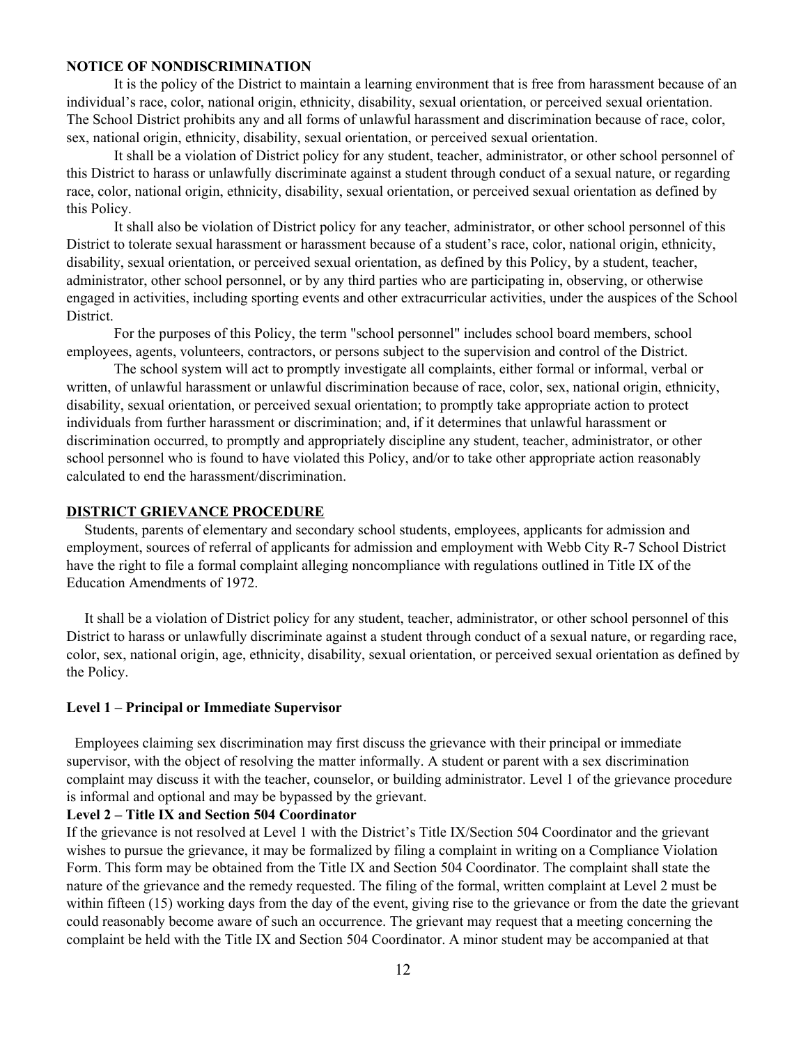**NOTICE OF NONDISCRIMINATION**

It is the policy of the District to maintain a learning environment that is free from harassment because of an individual's race, color, national origin, ethnicity, disability, sexual orientation, or perceived sexual orientation. The School District prohibits any and all forms of unlawful harassment and discrimination because of race, color, sex, national origin, ethnicity, disability, sexual orientation, or perceived sexual orientation.

It shall be a violation of District policy for any student, teacher, administrator, or other school personnel of this District to harass or unlawfully discriminate against a student through conduct of a sexual nature, or regarding race, color, national origin, ethnicity, disability, sexual orientation, or perceived sexual orientation as defined by this Policy.

It shall also be violation of District policy for any teacher, administrator, or other school personnel of this District to tolerate sexual harassment or harassment because of a student's race, color, national origin, ethnicity, disability, sexual orientation, or perceived sexual orientation, as defined by this Policy, by a student, teacher, administrator, other school personnel, or by any third parties who are participating in, observing, or otherwise engaged in activities, including sporting events and other extracurricular activities, under the auspices of the School District.

For the purposes of this Policy, the term "school personnel" includes school board members, school employees, agents, volunteers, contractors, or persons subject to the supervision and control of the District.

The school system will act to promptly investigate all complaints, either formal or informal, verbal or written, of unlawful harassment or unlawful discrimination because of race, color, sex, national origin, ethnicity, disability, sexual orientation, or perceived sexual orientation; to promptly take appropriate action to protect individuals from further harassment or discrimination; and, if it determines that unlawful harassment or discrimination occurred, to promptly and appropriately discipline any student, teacher, administrator, or other school personnel who is found to have violated this Policy, and/or to take other appropriate action reasonably calculated to end the harassment/discrimination.

**DISTRICT GRIEVANCE PROCEDURE**

Students, parents of elementary and secondary school students, employees, applicants for admission and employment, sources of referral of applicants for admission and employment with Webb City R-7 School District have the right to file a formal complaint alleging noncompliance with regulations outlined in Title IX of the Education Amendments of 1972.

It shall be a violation of District policy for any student, teacher, administrator, or other school personnel of this District to harass or unlawfully discriminate against a student through conduct of a sexual nature, or regarding race, color, sex, national origin, age, ethnicity, disability, sexual orientation, or perceived sexual orientation as defined by the Policy.

**Level 1 – Principal or Immediate Supervisor**

Employees claiming sex discrimination may first discuss the grievance with their principal or immediate supervisor, with the object of resolving the matter informally. A student or parent with a sex discrimination complaint may discuss it with the teacher, counselor, or building administrator. Level 1 of the grievance procedure is informal and optional and may be bypassed by the grievant.

**Level 2 – Title IX and Section 504 Coordinator**

If the grievance is not resolved at Level 1 with the District's Title IX/Section 504 Coordinator and the grievant wishes to pursue the grievance, it may be formalized by filing a complaint in writing on a Compliance Violation Form. This form may be obtained from the Title IX and Section 504 Coordinator. The complaint shall state the nature of the grievance and the remedy requested. The filing of the formal, written complaint at Level 2 must be within fifteen (15) working days from the day of the event, giving rise to the grievance or from the date the grievant could reasonably become aware of such an occurrence. The grievant may request that a meeting concerning the complaint be held with the Title IX and Section 504 Coordinator. A minor student may be accompanied at that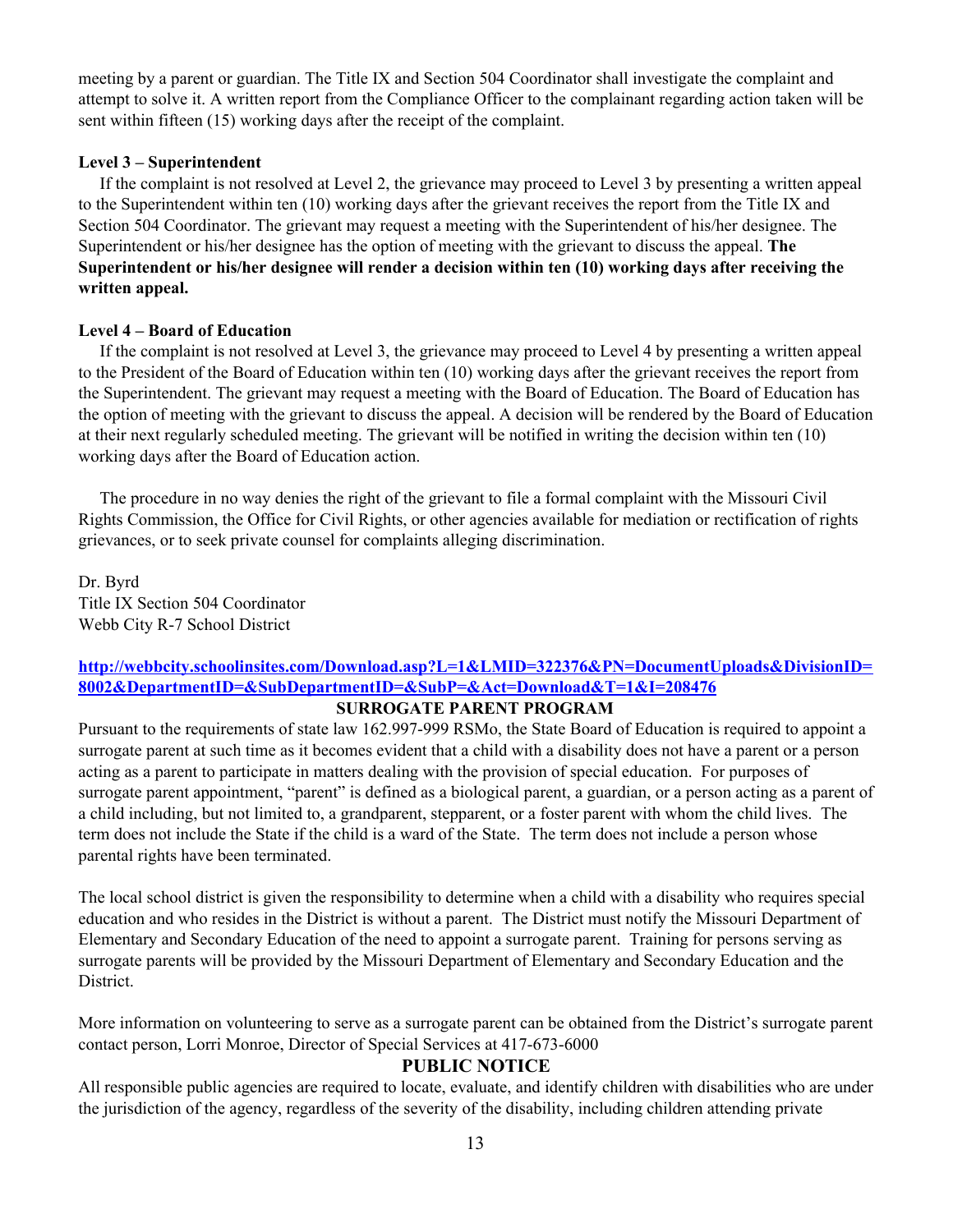meeting by a parent or guardian. The Title IX and Section 504 Coordinator shall investigate the complaint and attempt to solve it. A written report from the Compliance Officer to the complainant regarding action taken will be sent within fifteen (15) working days after the receipt of the complaint.

**Level 3 – Superintendent**

If the complaint is not resolved at Level 2, the grievance may proceed to Level 3 by presenting a written appeal to the Superintendent within ten (10) working days after the grievant receives the report from the Title IX and Section 504 Coordinator. The grievant may request a meeting with the Superintendent of his/her designee. The Superintendent or his/her designee has the option of meeting with the grievant to discuss the appeal. **The Superintendent or his/her designee will render a decision within ten (10) working days after receiving the written appeal.**

**Level 4 – Board of Education**

If the complaint is not resolved at Level 3, the grievance may proceed to Level 4 by presenting a written appeal to the President of the Board of Education within ten (10) working days after the grievant receives the report from the Superintendent. The grievant may request a meeting with the Board of Education. The Board of Education has the option of meeting with the grievant to discuss the appeal. A decision will be rendered by the Board of Education at their next regularly scheduled meeting. The grievant will be notified in writing the decision within ten (10) working days after the Board of Education action.

The procedure in no way denies the right of the grievant to file a formal complaint with the Missouri Civil Rights Commission, the Office for Civil Rights, or other agencies available for mediation or rectification of rights grievances, or to seek private counsel for complaints alleging discrimination.

Dr. Byrd
Title IX Section 504 Coordinator
Webb City R-7 School District

**http://webbcity.schoolinsites.com/Download.asp?L=1&LMID=322376&PN=DocumentUploads&DivisionID=8002&DepartmentID=&SubDepartmentID=&SubP=&Act=Download&T=1&I=208476**

## SURROGATE PARENT PROGRAM

Pursuant to the requirements of state law 162.997-999 RSMo, the State Board of Education is required to appoint a surrogate parent at such time as it becomes evident that a child with a disability does not have a parent or a person acting as a parent to participate in matters dealing with the provision of special education. For purposes of surrogate parent appointment, "parent" is defined as a biological parent, a guardian, or a person acting as a parent of a child including, but not limited to, a grandparent, stepparent, or a foster parent with whom the child lives. The term does not include the State if the child is a ward of the State. The term does not include a person whose parental rights have been terminated.

The local school district is given the responsibility to determine when a child with a disability who requires special education and who resides in the District is without a parent. The District must notify the Missouri Department of Elementary and Secondary Education of the need to appoint a surrogate parent. Training for persons serving as surrogate parents will be provided by the Missouri Department of Elementary and Secondary Education and the District.

More information on volunteering to serve as a surrogate parent can be obtained from the District's surrogate parent contact person, Lorri Monroe, Director of Special Services at 417-673-6000

## PUBLIC NOTICE

All responsible public agencies are required to locate, evaluate, and identify children with disabilities who are under the jurisdiction of the agency, regardless of the severity of the disability, including children attending private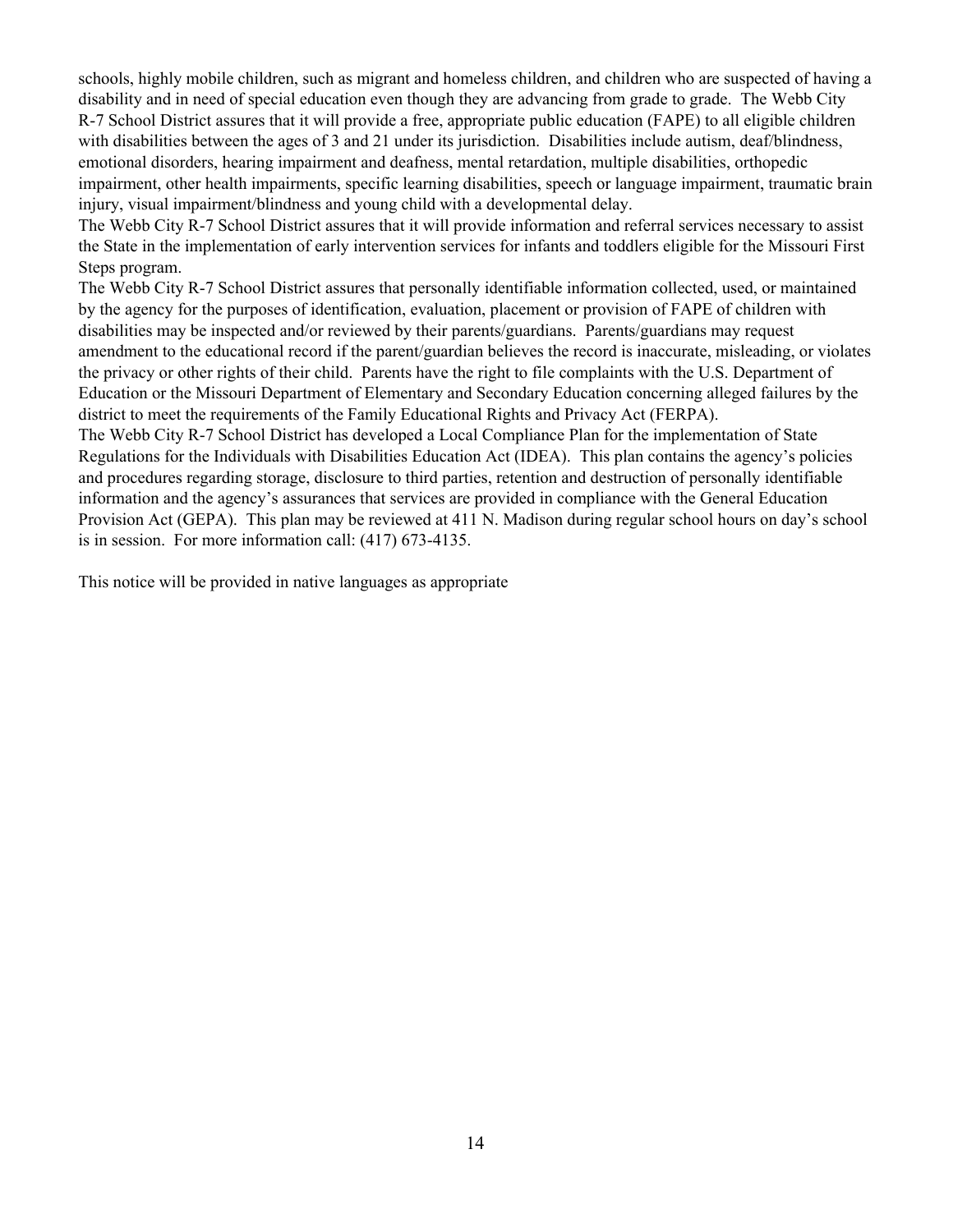schools, highly mobile children, such as migrant and homeless children, and children who are suspected of having a disability and in need of special education even though they are advancing from grade to grade. The Webb City R-7 School District assures that it will provide a free, appropriate public education (FAPE) to all eligible children with disabilities between the ages of 3 and 21 under its jurisdiction. Disabilities include autism, deaf/blindness, emotional disorders, hearing impairment and deafness, mental retardation, multiple disabilities, orthopedic impairment, other health impairments, specific learning disabilities, speech or language impairment, traumatic brain injury, visual impairment/blindness and young child with a developmental delay.

The Webb City R-7 School District assures that it will provide information and referral services necessary to assist the State in the implementation of early intervention services for infants and toddlers eligible for the Missouri First Steps program.

The Webb City R-7 School District assures that personally identifiable information collected, used, or maintained by the agency for the purposes of identification, evaluation, placement or provision of FAPE of children with disabilities may be inspected and/or reviewed by their parents/guardians. Parents/guardians may request amendment to the educational record if the parent/guardian believes the record is inaccurate, misleading, or violates the privacy or other rights of their child. Parents have the right to file complaints with the U.S. Department of Education or the Missouri Department of Elementary and Secondary Education concerning alleged failures by the district to meet the requirements of the Family Educational Rights and Privacy Act (FERPA).

The Webb City R-7 School District has developed a Local Compliance Plan for the implementation of State Regulations for the Individuals with Disabilities Education Act (IDEA). This plan contains the agency's policies and procedures regarding storage, disclosure to third parties, retention and destruction of personally identifiable information and the agency's assurances that services are provided in compliance with the General Education Provision Act (GEPA). This plan may be reviewed at 411 N. Madison during regular school hours on day's school is in session. For more information call: (417) 673-4135.

This notice will be provided in native languages as appropriate